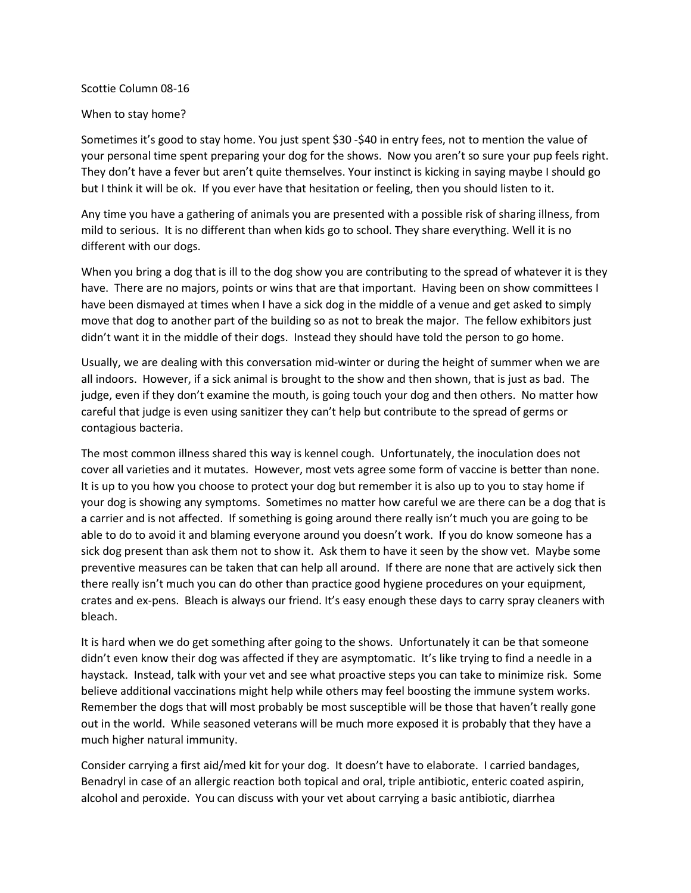Scottie Column 08-16

When to stay home?

Sometimes it's good to stay home. You just spent $30 -$40 in entry fees, not to mention the value of your personal time spent preparing your dog for the shows. Now you aren't so sure your pup feels right. They don't have a fever but aren't quite themselves. Your instinct is kicking in saying maybe I should go but I think it will be ok. If you ever have that hesitation or feeling, then you should listen to it.

Any time you have a gathering of animals you are presented with a possible risk of sharing illness, from mild to serious. It is no different than when kids go to school. They share everything. Well it is no different with our dogs.

When you bring a dog that is ill to the dog show you are contributing to the spread of whatever it is they have. There are no majors, points or wins that are that important. Having been on show committees I have been dismayed at times when I have a sick dog in the middle of a venue and get asked to simply move that dog to another part of the building so as not to break the major. The fellow exhibitors just didn't want it in the middle of their dogs. Instead they should have told the person to go home.

Usually, we are dealing with this conversation mid-winter or during the height of summer when we are all indoors. However, if a sick animal is brought to the show and then shown, that is just as bad. The judge, even if they don't examine the mouth, is going touch your dog and then others. No matter how careful that judge is even using sanitizer they can't help but contribute to the spread of germs or contagious bacteria.

The most common illness shared this way is kennel cough. Unfortunately, the inoculation does not cover all varieties and it mutates. However, most vets agree some form of vaccine is better than none. It is up to you how you choose to protect your dog but remember it is also up to you to stay home if your dog is showing any symptoms. Sometimes no matter how careful we are there can be a dog that is a carrier and is not affected. If something is going around there really isn't much you are going to be able to do to avoid it and blaming everyone around you doesn't work. If you do know someone has a sick dog present than ask them not to show it. Ask them to have it seen by the show vet. Maybe some preventive measures can be taken that can help all around. If there are none that are actively sick then there really isn't much you can do other than practice good hygiene procedures on your equipment, crates and ex-pens. Bleach is always our friend. It's easy enough these days to carry spray cleaners with bleach.

It is hard when we do get something after going to the shows. Unfortunately it can be that someone didn't even know their dog was affected if they are asymptomatic. It's like trying to find a needle in a haystack. Instead, talk with your vet and see what proactive steps you can take to minimize risk. Some believe additional vaccinations might help while others may feel boosting the immune system works. Remember the dogs that will most probably be most susceptible will be those that haven't really gone out in the world. While seasoned veterans will be much more exposed it is probably that they have a much higher natural immunity.

Consider carrying a first aid/med kit for your dog. It doesn't have to elaborate. I carried bandages, Benadryl in case of an allergic reaction both topical and oral, triple antibiotic, enteric coated aspirin, alcohol and peroxide. You can discuss with your vet about carrying a basic antibiotic, diarrhea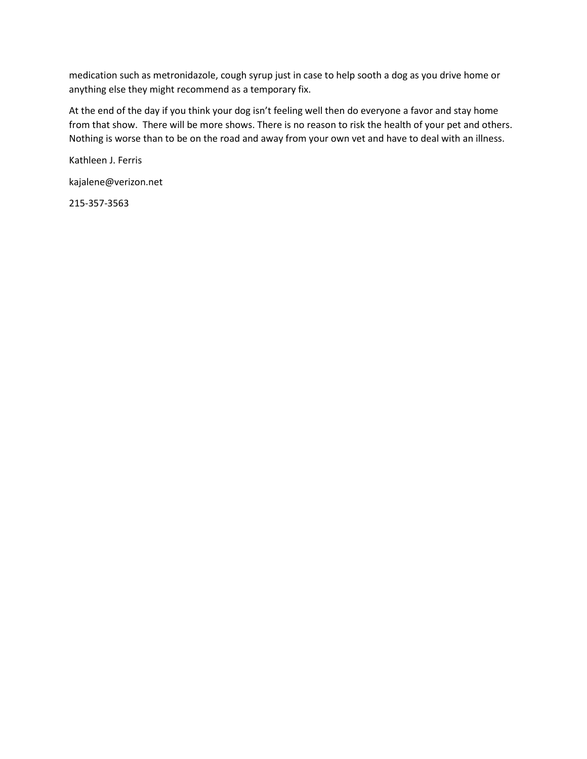medication such as metronidazole, cough syrup just in case to help sooth a dog as you drive home or anything else they might recommend as a temporary fix.

At the end of the day if you think your dog isn't feeling well then do everyone a favor and stay home from that show.  There will be more shows. There is no reason to risk the health of your pet and others. Nothing is worse than to be on the road and away from your own vet and have to deal with an illness.

Kathleen J. Ferris

kajalene@verizon.net

215-357-3563